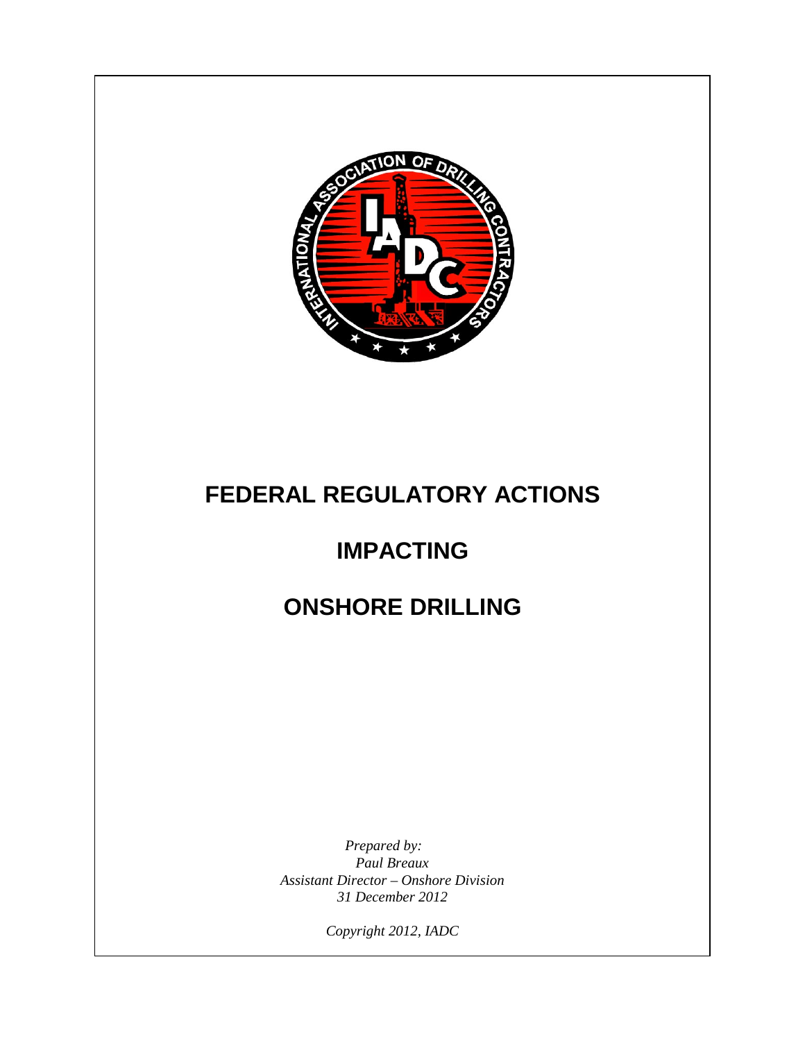# FEDERAL REGULATORY ACTIONS

# IMPACTING

# ONSHORE DRILLING

*Prepared by:*
*Paul Breaux*
*Assistant Director – Onshore Division*
*31 December 2012*

*Copyright 2012, IADC*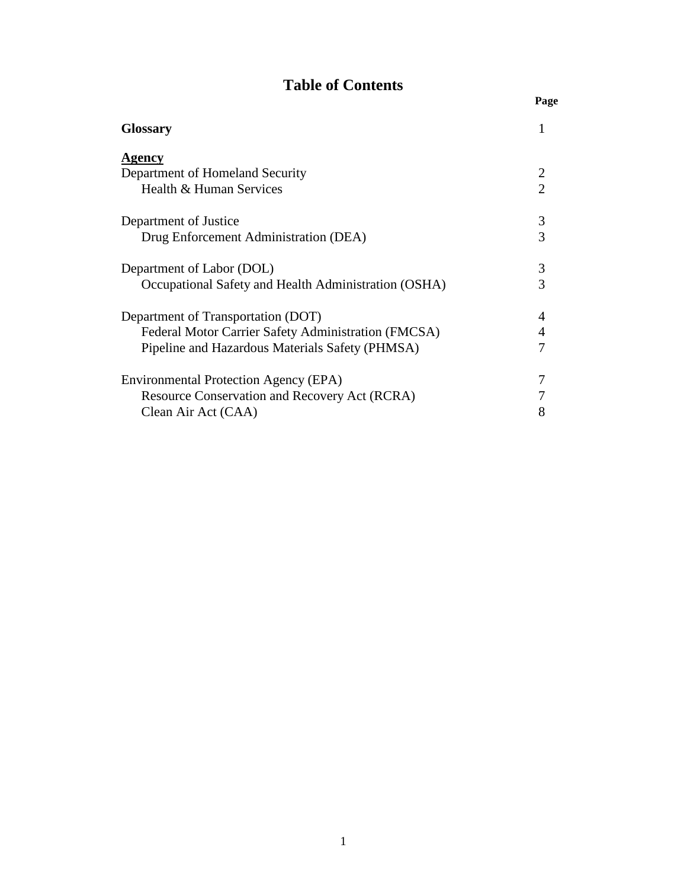# Table of Contents

| | Page |
|---|---|
| **Glossary** | 1 |
| **Agency** | |
| Department of Homeland Security | 2 |
| Health & Human Services | 2 |
| Department of Justice | 3 |
| Drug Enforcement Administration (DEA) | 3 |
| Department of Labor (DOL) | 3 |
| Occupational Safety and Health Administration (OSHA) | 3 |
| Department of Transportation (DOT) | 4 |
| Federal Motor Carrier Safety Administration (FMCSA) | 4 |
| Pipeline and Hazardous Materials Safety (PHMSA) | 7 |
| Environmental Protection Agency (EPA) | 7 |
| Resource Conservation and Recovery Act (RCRA) | 7 |
| Clean Air Act (CAA) | 8 |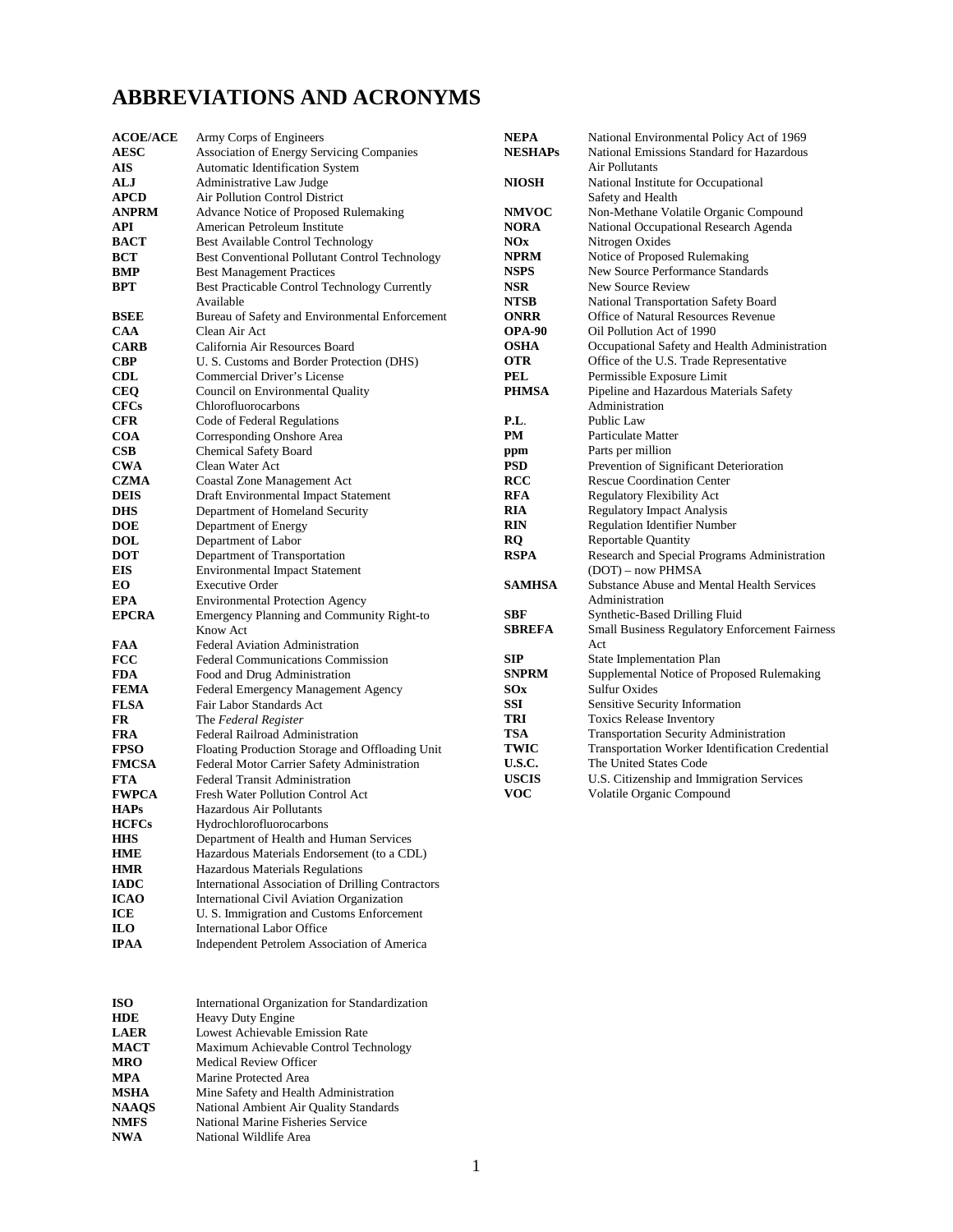# ABBREVIATIONS AND ACRONYMS

| | |
|---|---|
| **ACOE/ACE** | Army Corps of Engineers |
| **AESC** | Association of Energy Servicing Companies |
| **AIS** | Automatic Identification System |
| **ALJ** | Administrative Law Judge |
| **APCD** | Air Pollution Control District |
| **ANPRM** | Advance Notice of Proposed Rulemaking |
| **API** | American Petroleum Institute |
| **BACT** | Best Available Control Technology |
| **BCT** | Best Conventional Pollutant Control Technology |
| **BMP** | Best Management Practices |
| **BPT** | Best Practicable Control Technology Currently Available |
| **BSEE** | Bureau of Safety and Environmental Enforcement |
| **CAA** | Clean Air Act |
| **CARB** | California Air Resources Board |
| **CBP** | U. S. Customs and Border Protection (DHS) |
| **CDL** | Commercial Driver's License |
| **CEQ** | Council on Environmental Quality |
| **CFCs** | Chlorofluorocarbons |
| **CFR** | Code of Federal Regulations |
| **COA** | Corresponding Onshore Area |
| **CSB** | Chemical Safety Board |
| **CWA** | Clean Water Act |
| **CZMA** | Coastal Zone Management Act |
| **DEIS** | Draft Environmental Impact Statement |
| **DHS** | Department of Homeland Security |
| **DOE** | Department of Energy |
| **DOL** | Department of Labor |
| **DOT** | Department of Transportation |
| **EIS** | Environmental Impact Statement |
| **EO** | Executive Order |
| **EPA** | Environmental Protection Agency |
| **EPCRA** | Emergency Planning and Community Right-to Know Act |
| **FAA** | Federal Aviation Administration |
| **FCC** | Federal Communications Commission |
| **FDA** | Food and Drug Administration |
| **FEMA** | Federal Emergency Management Agency |
| **FLSA** | Fair Labor Standards Act |
| **FR** | The *Federal Register* |
| **FRA** | Federal Railroad Administration |
| **FPSO** | Floating Production Storage and Offloading Unit |
| **FMCSA** | Federal Motor Carrier Safety Administration |
| **FTA** | Federal Transit Administration |
| **FWPCA** | Fresh Water Pollution Control Act |
| **HAPs** | Hazardous Air Pollutants |
| **HCFCs** | Hydrochlorofluorocarbons |
| **HHS** | Department of Health and Human Services |
| **HME** | Hazardous Materials Endorsement (to a CDL) |
| **HMR** | Hazardous Materials Regulations |
| **IADC** | International Association of Drilling Contractors |
| **ICAO** | International Civil Aviation Organization |
| **ICE** | U. S. Immigration and Customs Enforcement |
| **ILO** | International Labor Office |
| **IPAA** | Independent Petrolem Association of America |
| **ISO** | International Organization for Standardization |
| **HDE** | Heavy Duty Engine |
| **LAER** | Lowest Achievable Emission Rate |
| **MACT** | Maximum Achievable Control Technology |
| **MRO** | Medical Review Officer |
| **MPA** | Marine Protected Area |
| **MSHA** | Mine Safety and Health Administration |
| **NAAQS** | National Ambient Air Quality Standards |
| **NMFS** | National Marine Fisheries Service |
| **NWA** | National Wildlife Area |
| **NEPA** | National Environmental Policy Act of 1969 |
| **NESHAPs** | National Emissions Standard for Hazardous Air Pollutants |
| **NIOSH** | National Institute for Occupational Safety and Health |
| **NMVOC** | Non-Methane Volatile Organic Compound |
| **NORA** | National Occupational Research Agenda |
| **NOx** | Nitrogen Oxides |
| **NPRM** | Notice of Proposed Rulemaking |
| **NSPS** | New Source Performance Standards |
| **NSR** | New Source Review |
| **NTSB** | National Transportation Safety Board |
| **ONRR** | Office of Natural Resources Revenue |
| **OPA-90** | Oil Pollution Act of 1990 |
| **OSHA** | Occupational Safety and Health Administration |
| **OTR** | Office of the U.S. Trade Representative |
| **PEL** | Permissible Exposure Limit |
| **PHMSA** | Pipeline and Hazardous Materials Safety Administration |
| **P.L.** | Public Law |
| **PM** | Particulate Matter |
| **ppm** | Parts per million |
| **PSD** | Prevention of Significant Deterioration |
| **RCC** | Rescue Coordination Center |
| **RFA** | Regulatory Flexibility Act |
| **RIA** | Regulatory Impact Analysis |
| **RIN** | Regulation Identifier Number |
| **RQ** | Reportable Quantity |
| **RSPA** | Research and Special Programs Administration (DOT) – now PHMSA |
| **SAMHSA** | Substance Abuse and Mental Health Services Administration |
| **SBF** | Synthetic-Based Drilling Fluid |
| **SBREFA** | Small Business Regulatory Enforcement Fairness Act |
| **SIP** | State Implementation Plan |
| **SNPRM** | Supplemental Notice of Proposed Rulemaking |
| **SOx** | Sulfur Oxides |
| **SSI** | Sensitive Security Information |
| **TRI** | Toxics Release Inventory |
| **TSA** | Transportation Security Administration |
| **TWIC** | Transportation Worker Identification Credential |
| **U.S.C.** | The United States Code |
| **USCIS** | U.S. Citizenship and Immigration Services |
| **VOC** | Volatile Organic Compound |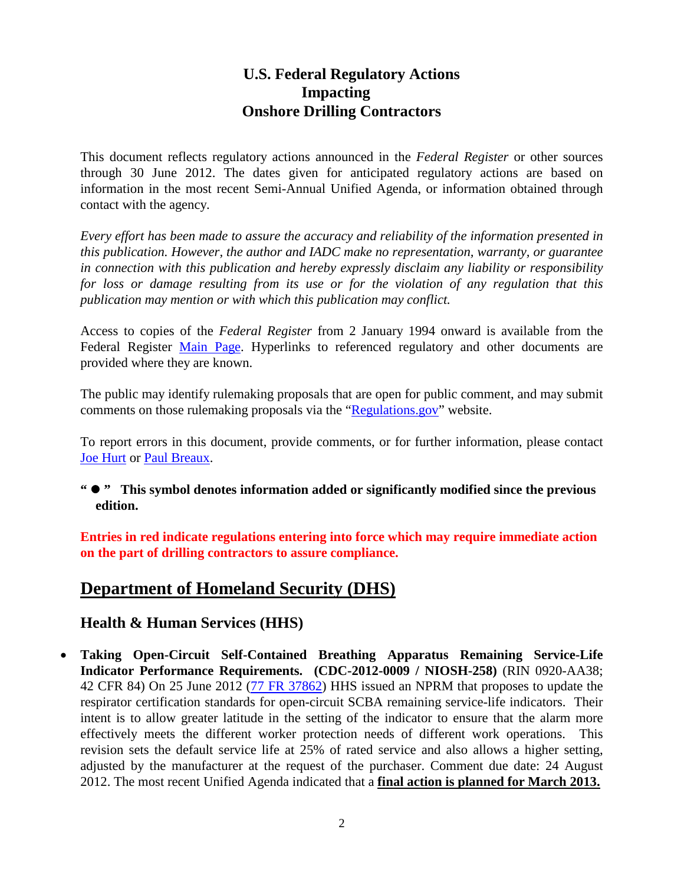# U.S. Federal Regulatory Actions Impacting Onshore Drilling Contractors

This document reflects regulatory actions announced in the *Federal Register* or other sources through 30 June 2012. The dates given for anticipated regulatory actions are based on information in the most recent Semi-Annual Unified Agenda, or information obtained through contact with the agency.

*Every effort has been made to assure the accuracy and reliability of the information presented in this publication. However, the author and IADC make no representation, warranty, or guarantee in connection with this publication and hereby expressly disclaim any liability or responsibility for loss or damage resulting from its use or for the violation of any regulation that this publication may mention or with which this publication may conflict.*

Access to copies of the *Federal Register* from 2 January 1994 onward is available from the Federal Register Main Page. Hyperlinks to referenced regulatory and other documents are provided where they are known.

The public may identify rulemaking proposals that are open for public comment, and may submit comments on those rulemaking proposals via the "Regulations.gov" website.

To report errors in this document, provide comments, or for further information, please contact Joe Hurt or Paul Breaux.

**" ● " This symbol denotes information added or significantly modified since the previous edition.**

**Entries in red indicate regulations entering into force which may require immediate action on the part of drilling contractors to assure compliance.**

## Department of Homeland Security (DHS)

### Health & Human Services (HHS)

- **Taking Open-Circuit Self-Contained Breathing Apparatus Remaining Service-Life Indicator Performance Requirements. (CDC-2012-0009 / NIOSH-258)** (RIN 0920-AA38; 42 CFR 84) On 25 June 2012 (77 FR 37862) HHS issued an NPRM that proposes to update the respirator certification standards for open-circuit SCBA remaining service-life indicators. Their intent is to allow greater latitude in the setting of the indicator to ensure that the alarm more effectively meets the different worker protection needs of different work operations. This revision sets the default service life at 25% of rated service and also allows a higher setting, adjusted by the manufacturer at the request of the purchaser. Comment due date: 24 August 2012. The most recent Unified Agenda indicated that a **final action is planned for March 2013.**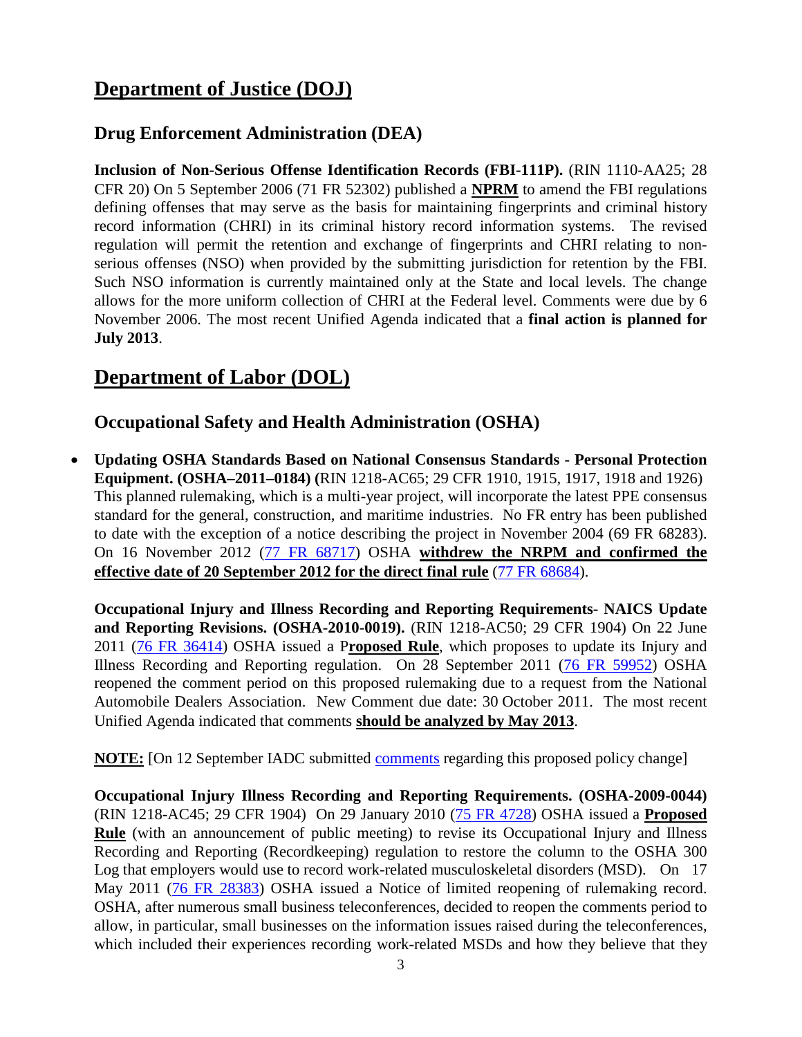# Department of Justice (DOJ)

## Drug Enforcement Administration (DEA)

**Inclusion of Non-Serious Offense Identification Records (FBI-111P).** (RIN 1110-AA25; 28 CFR 20) On 5 September 2006 (71 FR 52302) published a **NPRM** to amend the FBI regulations defining offenses that may serve as the basis for maintaining fingerprints and criminal history record information (CHRI) in its criminal history record information systems. The revised regulation will permit the retention and exchange of fingerprints and CHRI relating to non-serious offenses (NSO) when provided by the submitting jurisdiction for retention by the FBI. Such NSO information is currently maintained only at the State and local levels. The change allows for the more uniform collection of CHRI at the Federal level. Comments were due by 6 November 2006. The most recent Unified Agenda indicated that a **final action is planned for July 2013**.

# Department of Labor (DOL)

## Occupational Safety and Health Administration (OSHA)

- **Updating OSHA Standards Based on National Consensus Standards - Personal Protection Equipment. (OSHA–2011–0184) (**RIN 1218-AC65; 29 CFR 1910, 1915, 1917, 1918 and 1926) This planned rulemaking, which is a multi-year project, will incorporate the latest PPE consensus standard for the general, construction, and maritime industries. No FR entry has been published to date with the exception of a notice describing the project in November 2004 (69 FR 68283). On 16 November 2012 (77 FR 68717) OSHA **withdrew the NRPM and confirmed the effective date of 20 September 2012 for the direct final rule** (77 FR 68684).

  **Occupational Injury and Illness Recording and Reporting Requirements- NAICS Update and Reporting Revisions. (OSHA-2010-0019).** (RIN 1218-AC50; 29 CFR 1904) On 22 June 2011 (76 FR 36414) OSHA issued a P**roposed Rule**, which proposes to update its Injury and Illness Recording and Reporting regulation. On 28 September 2011 (76 FR 59952) OSHA reopened the comment period on this proposed rulemaking due to a request from the National Automobile Dealers Association. New Comment due date: 30 October 2011. The most recent Unified Agenda indicated that comments **should be analyzed by May 2013**.

  **NOTE:** [On 12 September IADC submitted comments regarding this proposed policy change]

  **Occupational Injury Illness Recording and Reporting Requirements. (OSHA-2009-0044)** (RIN 1218-AC45; 29 CFR 1904) On 29 January 2010 (75 FR 4728) OSHA issued a **Proposed Rule** (with an announcement of public meeting) to revise its Occupational Injury and Illness Recording and Reporting (Recordkeeping) regulation to restore the column to the OSHA 300 Log that employers would use to record work-related musculoskeletal disorders (MSD). On 17 May 2011 (76 FR 28383) OSHA issued a Notice of limited reopening of rulemaking record. OSHA, after numerous small business teleconferences, decided to reopen the comments period to allow, in particular, small businesses on the information issues raised during the teleconferences, which included their experiences recording work-related MSDs and how they believe that they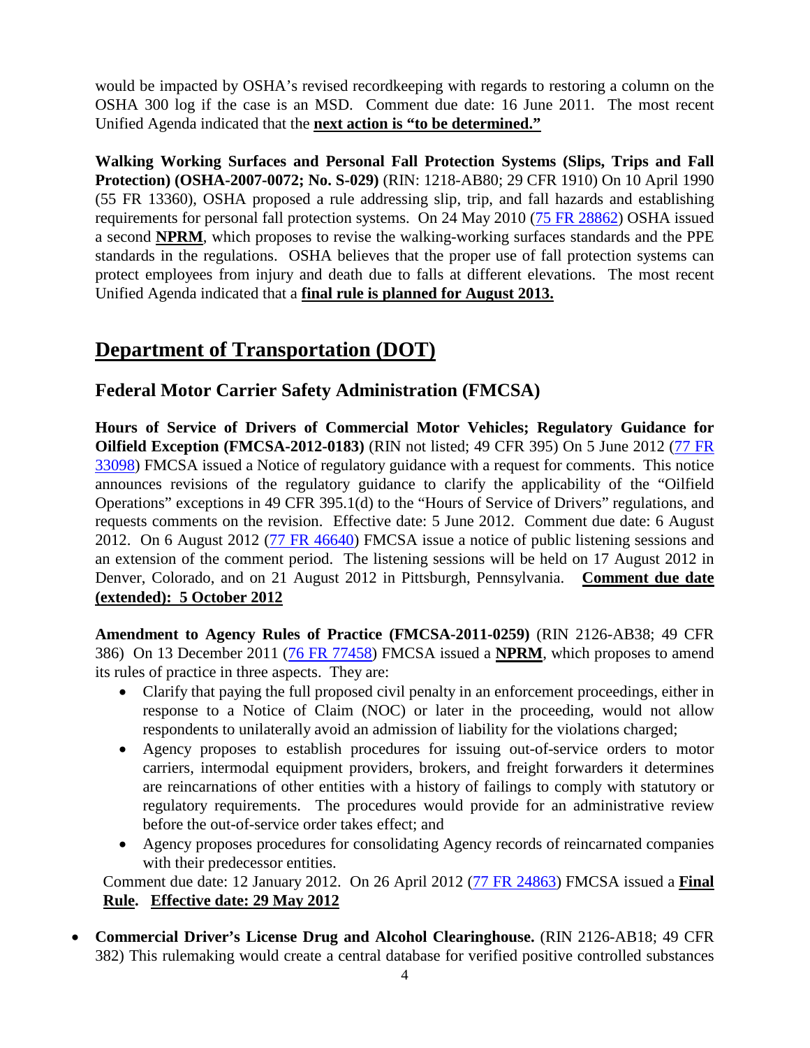would be impacted by OSHA's revised recordkeeping with regards to restoring a column on the OSHA 300 log if the case is an MSD. Comment due date: 16 June 2011. The most recent Unified Agenda indicated that the **next action is "to be determined."**

**Walking Working Surfaces and Personal Fall Protection Systems (Slips, Trips and Fall Protection) (OSHA-2007-0072; No. S-029)** (RIN: 1218-AB80; 29 CFR 1910) On 10 April 1990 (55 FR 13360), OSHA proposed a rule addressing slip, trip, and fall hazards and establishing requirements for personal fall protection systems. On 24 May 2010 (75 FR 28862) OSHA issued a second **NPRM**, which proposes to revise the walking-working surfaces standards and the PPE standards in the regulations. OSHA believes that the proper use of fall protection systems can protect employees from injury and death due to falls at different elevations. The most recent Unified Agenda indicated that a **final rule is planned for August 2013.**

# Department of Transportation (DOT)

## Federal Motor Carrier Safety Administration (FMCSA)

**Hours of Service of Drivers of Commercial Motor Vehicles; Regulatory Guidance for Oilfield Exception (FMCSA-2012-0183)** (RIN not listed; 49 CFR 395) On 5 June 2012 (77 FR 33098) FMCSA issued a Notice of regulatory guidance with a request for comments. This notice announces revisions of the regulatory guidance to clarify the applicability of the "Oilfield Operations" exceptions in 49 CFR 395.1(d) to the "Hours of Service of Drivers" regulations, and requests comments on the revision. Effective date: 5 June 2012. Comment due date: 6 August 2012. On 6 August 2012 (77 FR 46640) FMCSA issue a notice of public listening sessions and an extension of the comment period. The listening sessions will be held on 17 August 2012 in Denver, Colorado, and on 21 August 2012 in Pittsburgh, Pennsylvania. **Comment due date (extended): 5 October 2012**

**Amendment to Agency Rules of Practice (FMCSA-2011-0259)** (RIN 2126-AB38; 49 CFR 386) On 13 December 2011 (76 FR 77458) FMCSA issued a **NPRM**, which proposes to amend its rules of practice in three aspects. They are:

- Clarify that paying the full proposed civil penalty in an enforcement proceedings, either in response to a Notice of Claim (NOC) or later in the proceeding, would not allow respondents to unilaterally avoid an admission of liability for the violations charged;
- Agency proposes to establish procedures for issuing out-of-service orders to motor carriers, intermodal equipment providers, brokers, and freight forwarders it determines are reincarnations of other entities with a history of failings to comply with statutory or regulatory requirements. The procedures would provide for an administrative review before the out-of-service order takes effect; and
- Agency proposes procedures for consolidating Agency records of reincarnated companies with their predecessor entities.

Comment due date: 12 January 2012. On 26 April 2012 (77 FR 24863) FMCSA issued a **Final Rule**. **Effective date: 29 May 2012**

- **Commercial Driver's License Drug and Alcohol Clearinghouse.** (RIN 2126-AB18; 49 CFR 382) This rulemaking would create a central database for verified positive controlled substances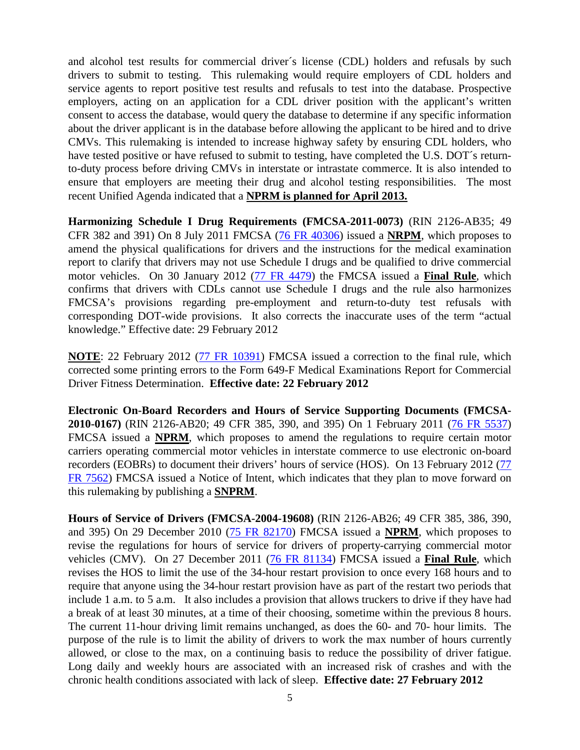and alcohol test results for commercial driver´s license (CDL) holders and refusals by such drivers to submit to testing. This rulemaking would require employers of CDL holders and service agents to report positive test results and refusals to test into the database. Prospective employers, acting on an application for a CDL driver position with the applicant's written consent to access the database, would query the database to determine if any specific information about the driver applicant is in the database before allowing the applicant to be hired and to drive CMVs. This rulemaking is intended to increase highway safety by ensuring CDL holders, who have tested positive or have refused to submit to testing, have completed the U.S. DOT´s return-to-duty process before driving CMVs in interstate or intrastate commerce. It is also intended to ensure that employers are meeting their drug and alcohol testing responsibilities. The most recent Unified Agenda indicated that a **NPRM is planned for April 2013.**

**Harmonizing Schedule I Drug Requirements (FMCSA-2011-0073)** (RIN 2126-AB35; 49 CFR 382 and 391) On 8 July 2011 FMCSA (76 FR 40306) issued a **NRPM**, which proposes to amend the physical qualifications for drivers and the instructions for the medical examination report to clarify that drivers may not use Schedule I drugs and be qualified to drive commercial motor vehicles. On 30 January 2012 (77 FR 4479) the FMCSA issued a **Final Rule**, which confirms that drivers with CDLs cannot use Schedule I drugs and the rule also harmonizes FMCSA's provisions regarding pre-employment and return-to-duty test refusals with corresponding DOT-wide provisions. It also corrects the inaccurate uses of the term "actual knowledge." Effective date: 29 February 2012

**NOTE**: 22 February 2012 (77 FR 10391) FMCSA issued a correction to the final rule, which corrected some printing errors to the Form 649-F Medical Examinations Report for Commercial Driver Fitness Determination. **Effective date: 22 February 2012**

**Electronic On-Board Recorders and Hours of Service Supporting Documents (FMCSA-2010-0167)** (RIN 2126-AB20; 49 CFR 385, 390, and 395) On 1 February 2011 (76 FR 5537) FMCSA issued a **NPRM**, which proposes to amend the regulations to require certain motor carriers operating commercial motor vehicles in interstate commerce to use electronic on-board recorders (EOBRs) to document their drivers' hours of service (HOS). On 13 February 2012 (77 FR 7562) FMCSA issued a Notice of Intent, which indicates that they plan to move forward on this rulemaking by publishing a **SNPRM**.

**Hours of Service of Drivers (FMCSA-2004-19608)** (RIN 2126-AB26; 49 CFR 385, 386, 390, and 395) On 29 December 2010 (75 FR 82170) FMCSA issued a **NPRM**, which proposes to revise the regulations for hours of service for drivers of property-carrying commercial motor vehicles (CMV). On 27 December 2011 (76 FR 81134) FMCSA issued a **Final Rule**, which revises the HOS to limit the use of the 34-hour restart provision to once every 168 hours and to require that anyone using the 34-hour restart provision have as part of the restart two periods that include 1 a.m. to 5 a.m. It also includes a provision that allows truckers to drive if they have had a break of at least 30 minutes, at a time of their choosing, sometime within the previous 8 hours. The current 11-hour driving limit remains unchanged, as does the 60- and 70- hour limits. The purpose of the rule is to limit the ability of drivers to work the max number of hours currently allowed, or close to the max, on a continuing basis to reduce the possibility of driver fatigue. Long daily and weekly hours are associated with an increased risk of crashes and with the chronic health conditions associated with lack of sleep. **Effective date: 27 February 2012**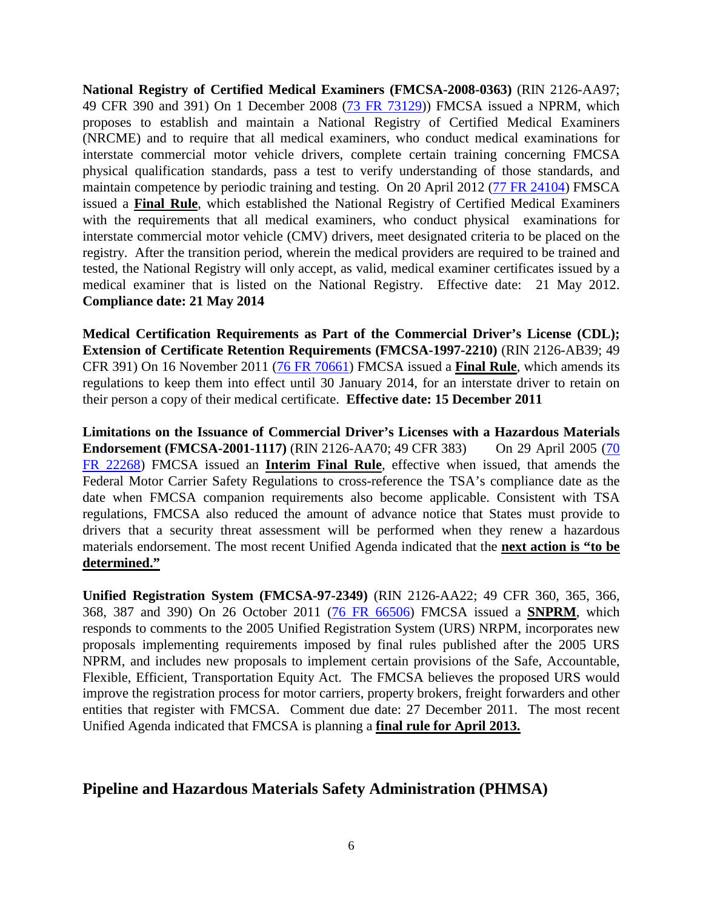**National Registry of Certified Medical Examiners (FMCSA-2008-0363)** (RIN 2126-AA97; 49 CFR 390 and 391) On 1 December 2008 (73 FR 73129)) FMCSA issued a NPRM, which proposes to establish and maintain a National Registry of Certified Medical Examiners (NRCME) and to require that all medical examiners, who conduct medical examinations for interstate commercial motor vehicle drivers, complete certain training concerning FMCSA physical qualification standards, pass a test to verify understanding of those standards, and maintain competence by periodic training and testing. On 20 April 2012 (77 FR 24104) FMSCA issued a **Final Rule**, which established the National Registry of Certified Medical Examiners with the requirements that all medical examiners, who conduct physical examinations for interstate commercial motor vehicle (CMV) drivers, meet designated criteria to be placed on the registry. After the transition period, wherein the medical providers are required to be trained and tested, the National Registry will only accept, as valid, medical examiner certificates issued by a medical examiner that is listed on the National Registry. Effective date: 21 May 2012. **Compliance date: 21 May 2014**

**Medical Certification Requirements as Part of the Commercial Driver's License (CDL); Extension of Certificate Retention Requirements (FMCSA-1997-2210)** (RIN 2126-AB39; 49 CFR 391) On 16 November 2011 (76 FR 70661) FMCSA issued a **Final Rule**, which amends its regulations to keep them into effect until 30 January 2014, for an interstate driver to retain on their person a copy of their medical certificate. **Effective date: 15 December 2011**

**Limitations on the Issuance of Commercial Driver's Licenses with a Hazardous Materials Endorsement (FMCSA-2001-1117)** (RIN 2126-AA70; 49 CFR 383) On 29 April 2005 (70 FR 22268) FMCSA issued an **Interim Final Rule**, effective when issued, that amends the Federal Motor Carrier Safety Regulations to cross-reference the TSA's compliance date as the date when FMCSA companion requirements also become applicable. Consistent with TSA regulations, FMCSA also reduced the amount of advance notice that States must provide to drivers that a security threat assessment will be performed when they renew a hazardous materials endorsement. The most recent Unified Agenda indicated that the **next action is "to be determined."**

**Unified Registration System (FMCSA-97-2349)** (RIN 2126-AA22; 49 CFR 360, 365, 366, 368, 387 and 390) On 26 October 2011 (76 FR 66506) FMCSA issued a **SNPRM**, which responds to comments to the 2005 Unified Registration System (URS) NRPM, incorporates new proposals implementing requirements imposed by final rules published after the 2005 URS NPRM, and includes new proposals to implement certain provisions of the Safe, Accountable, Flexible, Efficient, Transportation Equity Act. The FMCSA believes the proposed URS would improve the registration process for motor carriers, property brokers, freight forwarders and other entities that register with FMCSA. Comment due date: 27 December 2011. The most recent Unified Agenda indicated that FMCSA is planning a **final rule for April 2013.**

## Pipeline and Hazardous Materials Safety Administration (PHMSA)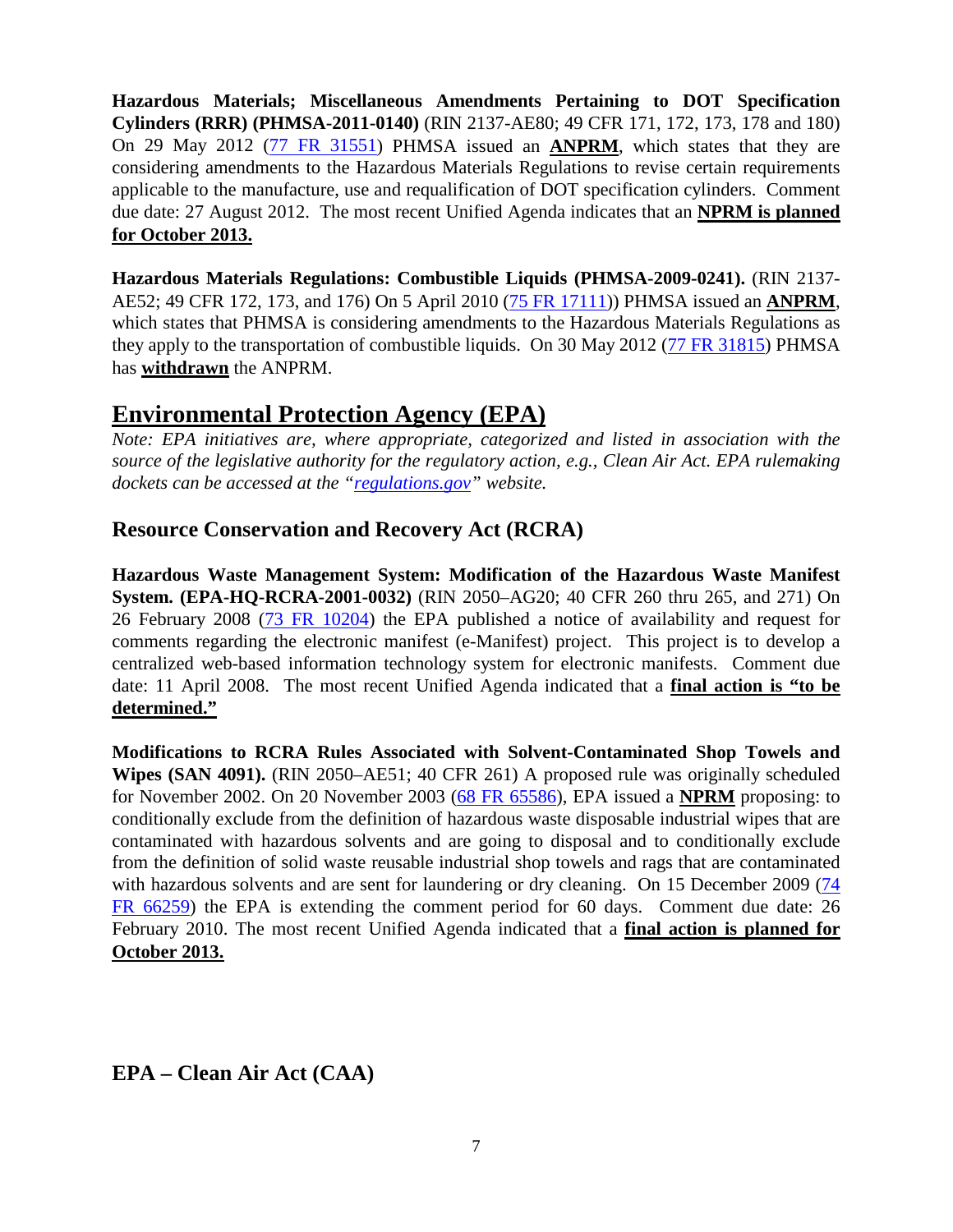**Hazardous Materials; Miscellaneous Amendments Pertaining to DOT Specification Cylinders (RRR) (PHMSA-2011-0140)** (RIN 2137-AE80; 49 CFR 171, 172, 173, 178 and 180) On 29 May 2012 (77 FR 31551) PHMSA issued an **ANPRM**, which states that they are considering amendments to the Hazardous Materials Regulations to revise certain requirements applicable to the manufacture, use and requalification of DOT specification cylinders. Comment due date: 27 August 2012. The most recent Unified Agenda indicates that an **NPRM is planned for October 2013.**

**Hazardous Materials Regulations: Combustible Liquids (PHMSA-2009-0241).** (RIN 2137-AE52; 49 CFR 172, 173, and 176) On 5 April 2010 (75 FR 17111)) PHMSA issued an **ANPRM**, which states that PHMSA is considering amendments to the Hazardous Materials Regulations as they apply to the transportation of combustible liquids. On 30 May 2012 (77 FR 31815) PHMSA has **withdrawn** the ANPRM.

## Environmental Protection Agency (EPA)

*Note: EPA initiatives are, where appropriate, categorized and listed in association with the source of the legislative authority for the regulatory action, e.g., Clean Air Act. EPA rulemaking dockets can be accessed at the "regulations.gov" website.*

### Resource Conservation and Recovery Act (RCRA)

**Hazardous Waste Management System: Modification of the Hazardous Waste Manifest System. (EPA-HQ-RCRA-2001-0032)** (RIN 2050–AG20; 40 CFR 260 thru 265, and 271) On 26 February 2008 (73 FR 10204) the EPA published a notice of availability and request for comments regarding the electronic manifest (e-Manifest) project. This project is to develop a centralized web-based information technology system for electronic manifests. Comment due date: 11 April 2008. The most recent Unified Agenda indicated that a **final action is "to be determined."**

**Modifications to RCRA Rules Associated with Solvent-Contaminated Shop Towels and Wipes (SAN 4091).** (RIN 2050–AE51; 40 CFR 261) A proposed rule was originally scheduled for November 2002. On 20 November 2003 (68 FR 65586), EPA issued a **NPRM** proposing: to conditionally exclude from the definition of hazardous waste disposable industrial wipes that are contaminated with hazardous solvents and are going to disposal and to conditionally exclude from the definition of solid waste reusable industrial shop towels and rags that are contaminated with hazardous solvents and are sent for laundering or dry cleaning. On 15 December 2009 (74 FR 66259) the EPA is extending the comment period for 60 days. Comment due date: 26 February 2010. The most recent Unified Agenda indicated that a **final action is planned for October 2013.**

### EPA – Clean Air Act (CAA)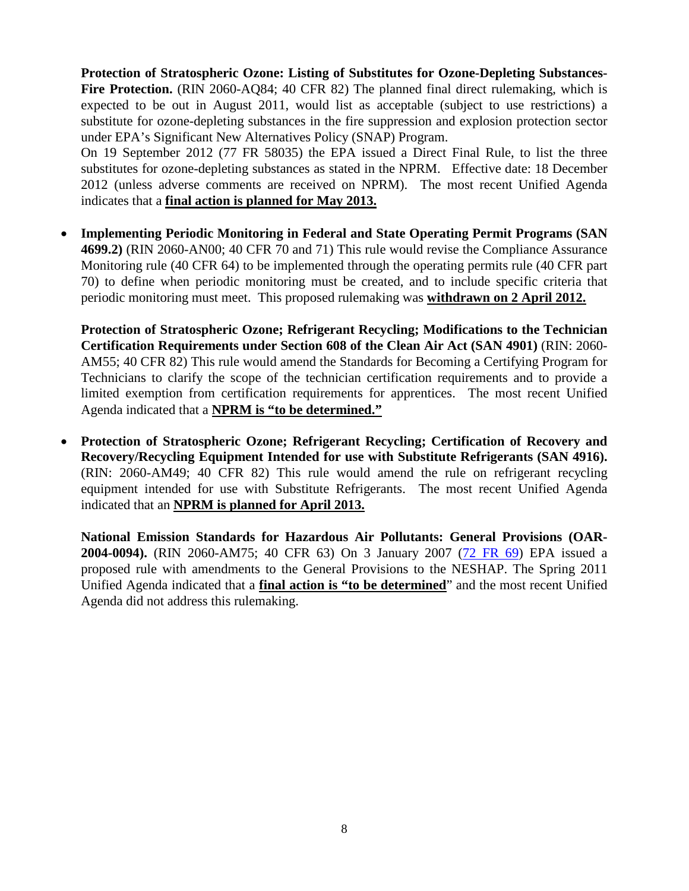**Protection of Stratospheric Ozone: Listing of Substitutes for Ozone-Depleting Substances-Fire Protection.** (RIN 2060-AQ84; 40 CFR 82) The planned final direct rulemaking, which is expected to be out in August 2011, would list as acceptable (subject to use restrictions) a substitute for ozone-depleting substances in the fire suppression and explosion protection sector under EPA's Significant New Alternatives Policy (SNAP) Program.
On 19 September 2012 (77 FR 58035) the EPA issued a Direct Final Rule, to list the three substitutes for ozone-depleting substances as stated in the NPRM. Effective date: 18 December 2012 (unless adverse comments are received on NPRM). The most recent Unified Agenda indicates that a **final action is planned for May 2013.**

- **Implementing Periodic Monitoring in Federal and State Operating Permit Programs (SAN 4699.2)** (RIN 2060-AN00; 40 CFR 70 and 71) This rule would revise the Compliance Assurance Monitoring rule (40 CFR 64) to be implemented through the operating permits rule (40 CFR part 70) to define when periodic monitoring must be created, and to include specific criteria that periodic monitoring must meet. This proposed rulemaking was **withdrawn on 2 April 2012.**

**Protection of Stratospheric Ozone; Refrigerant Recycling; Modifications to the Technician Certification Requirements under Section 608 of the Clean Air Act (SAN 4901)** (RIN: 2060-AM55; 40 CFR 82) This rule would amend the Standards for Becoming a Certifying Program for Technicians to clarify the scope of the technician certification requirements and to provide a limited exemption from certification requirements for apprentices. The most recent Unified Agenda indicated that a **NPRM is "to be determined."**

- **Protection of Stratospheric Ozone; Refrigerant Recycling; Certification of Recovery and Recovery/Recycling Equipment Intended for use with Substitute Refrigerants (SAN 4916).** (RIN: 2060-AM49; 40 CFR 82) This rule would amend the rule on refrigerant recycling equipment intended for use with Substitute Refrigerants. The most recent Unified Agenda indicated that an **NPRM is planned for April 2013.**

**National Emission Standards for Hazardous Air Pollutants: General Provisions (OAR-2004-0094).** (RIN 2060-AM75; 40 CFR 63) On 3 January 2007 (72 FR 69) EPA issued a proposed rule with amendments to the General Provisions to the NESHAP. The Spring 2011 Unified Agenda indicated that a **final action is "to be determined**" and the most recent Unified Agenda did not address this rulemaking.